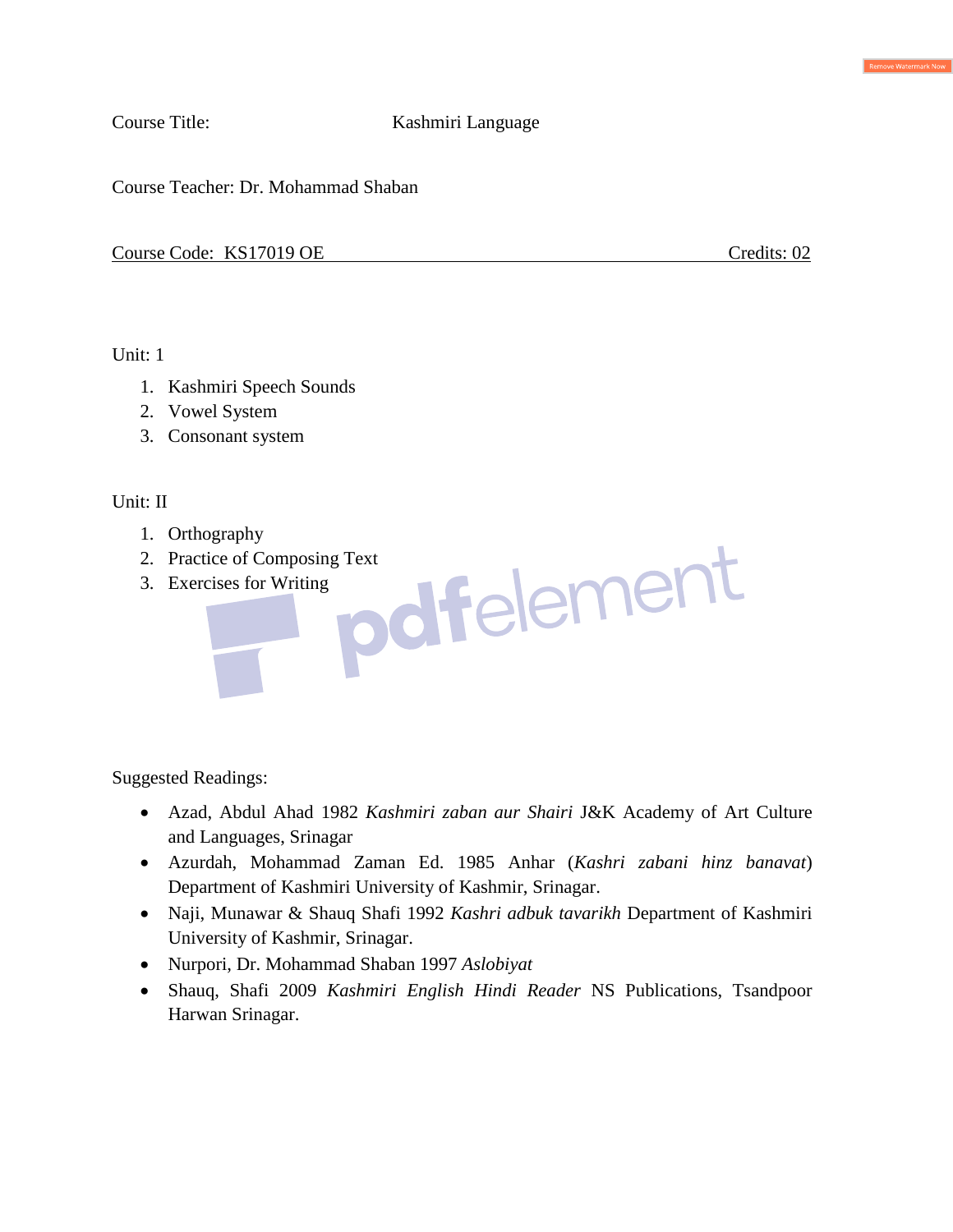Course Title: Kashmiri Language

Course Teacher: Dr. Mohammad Shaban

Course Code: KS17019 OE Credits: 02

Unit: 1

1. Kashmiri Speech Sounds
2. Vowel System
3. Consonant system

Unit: II

1. Orthography
2. Practice of Composing Text
3. Exercises for Writing

Suggested Readings:

- Azad, Abdul Ahad 1982 *Kashmiri zaban aur Shairi* J&K Academy of Art Culture and Languages, Srinagar
- Azurdah, Mohammad Zaman Ed. 1985 Anhar (*Kashri zabani hinz banavat*) Department of Kashmiri University of Kashmir, Srinagar.
- Naji, Munawar & Shauq Shafi 1992 *Kashri adbuk tavarikh* Department of Kashmiri University of Kashmir, Srinagar.
- Nurpori, Dr. Mohammad Shaban 1997 *Aslobiyat*
- Shauq, Shafi 2009 *Kashmiri English Hindi Reader* NS Publications, Tsandpoor Harwan Srinagar.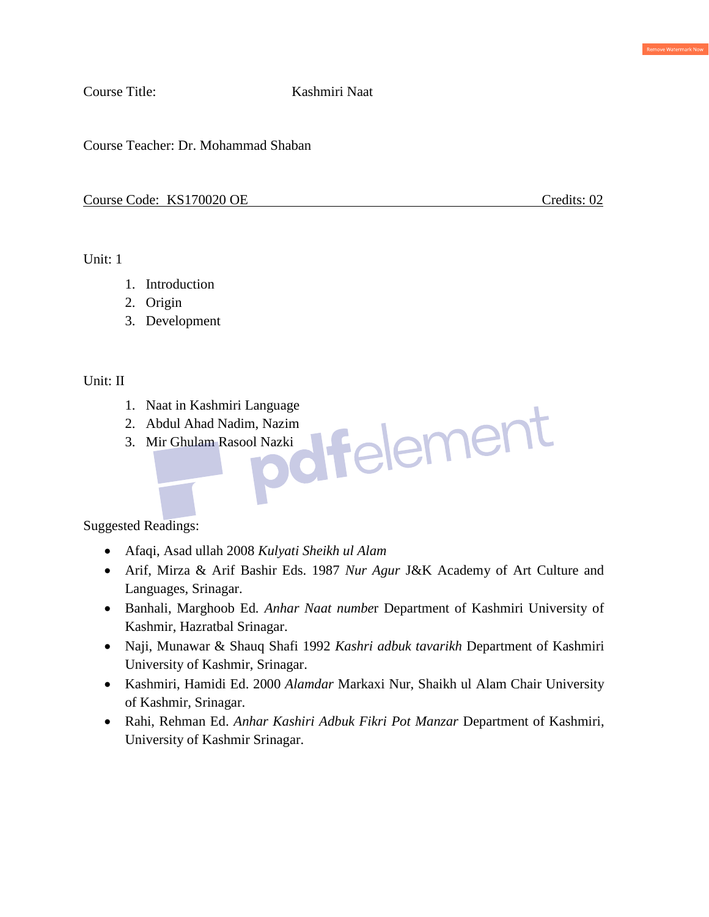Course Title: Kashmiri Naat

Course Teacher: Dr. Mohammad Shaban

Course Code: KS170020 OE Credits: 02

Unit: 1

1. Introduction
2. Origin
3. Development

Unit: II

1. Naat in Kashmiri Language
2. Abdul Ahad Nadim, Nazim
3. Mir Ghulam Rasool Nazki

Suggested Readings:

- Afaqi, Asad ullah 2008 *Kulyati Sheikh ul Alam*
- Arif, Mirza & Arif Bashir Eds. 1987 *Nur Agur* J&K Academy of Art Culture and Languages, Srinagar.
- Banhali, Marghoob Ed. *Anhar Naat numbe*r Department of Kashmiri University of Kashmir, Hazratbal Srinagar.
- Naji, Munawar & Shauq Shafi 1992 *Kashri adbuk tavarikh* Department of Kashmiri University of Kashmir, Srinagar.
- Kashmiri, Hamidi Ed. 2000 *Alamdar* Markaxi Nur, Shaikh ul Alam Chair University of Kashmir, Srinagar.
- Rahi, Rehman Ed. *Anhar Kashiri Adbuk Fikri Pot Manzar* Department of Kashmiri, University of Kashmir Srinagar.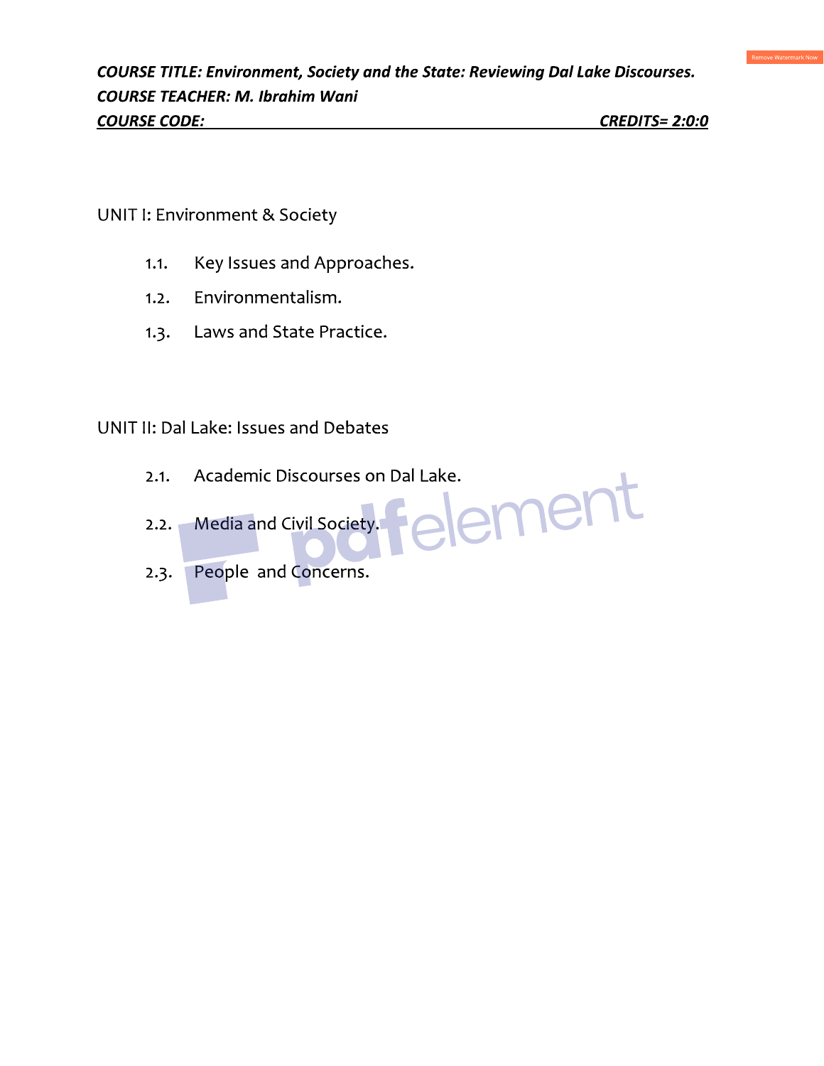***COURSE TITLE: Environment, Society and the State: Reviewing Dal Lake Discourses.***
***COURSE TEACHER: M. Ibrahim Wani***
***COURSE CODE:*** ***CREDITS= 2:0:0***

UNIT I: Environment & Society

1.1. Key Issues and Approaches.

1.2. Environmentalism.

1.3. Laws and State Practice.

UNIT II: Dal Lake: Issues and Debates

2.1. Academic Discourses on Dal Lake.

2.2. Media and Civil Society.

2.3. People and Concerns.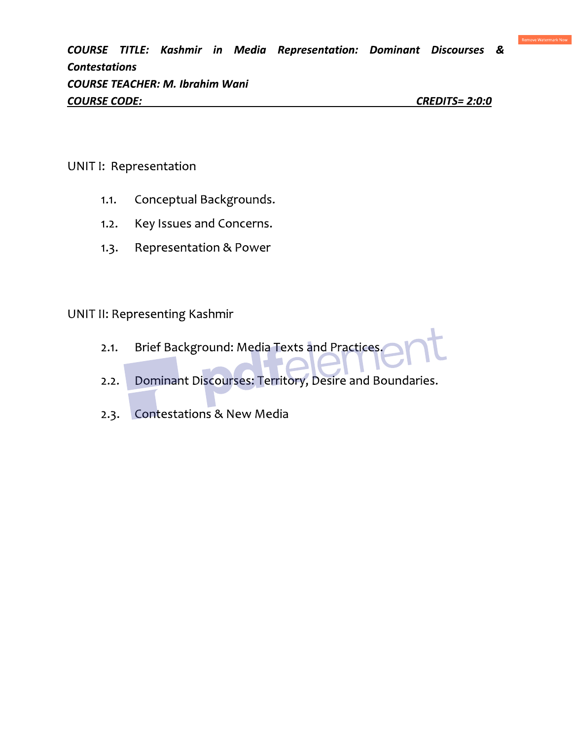***COURSE TITLE: Kashmir in Media Representation: Dominant Discourses & Contestations***

***COURSE TEACHER: M. Ibrahim Wani***

***COURSE CODE:*** ***CREDITS= 2:0:0***

UNIT I: Representation

1.1. Conceptual Backgrounds.

1.2. Key Issues and Concerns.

1.3. Representation & Power

UNIT II: Representing Kashmir

2.1. Brief Background: Media Texts and Practices.

2.2. Dominant Discourses: Territory, Desire and Boundaries.

2.3. Contestations & New Media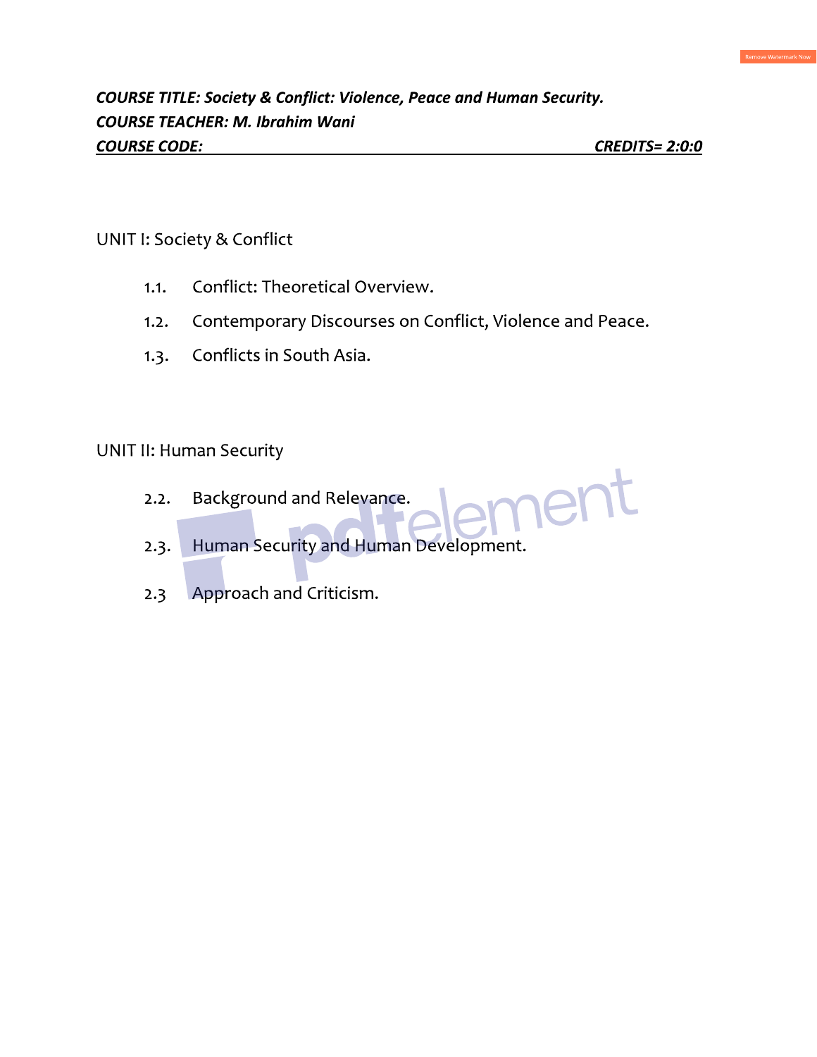***COURSE TITLE: Society & Conflict: Violence, Peace and Human Security.***
***COURSE TEACHER: M. Ibrahim Wani***
***COURSE CODE:*** ***CREDITS= 2:0:0***

UNIT I: Society & Conflict

1.1. Conflict: Theoretical Overview.

1.2. Contemporary Discourses on Conflict, Violence and Peace.

1.3. Conflicts in South Asia.

UNIT II: Human Security

2.2. Background and Relevance.

2.3. Human Security and Human Development.

2.3 Approach and Criticism.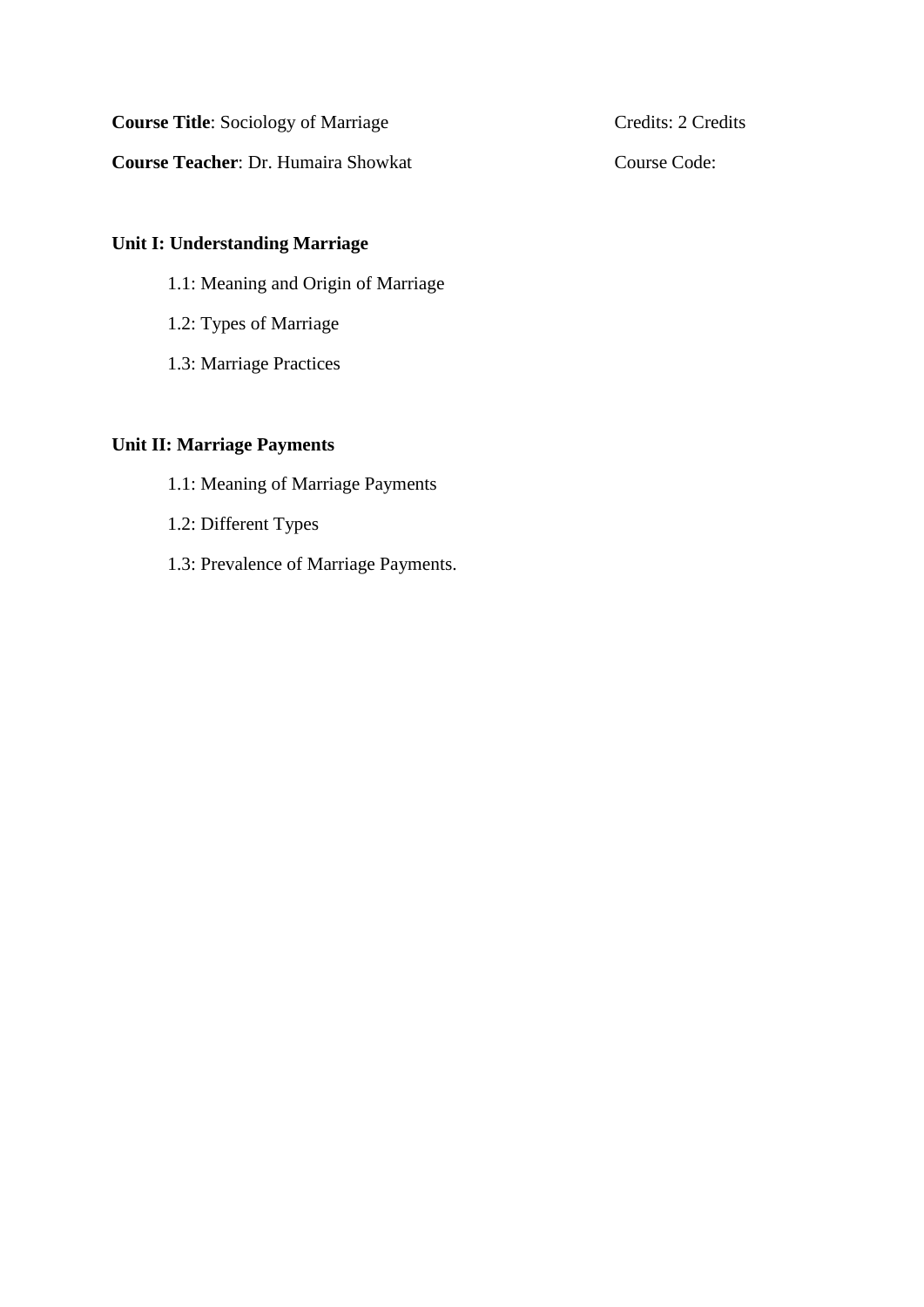**Course Title**: Sociology of Marriage Credits: 2 Credits

**Course Teacher**: Dr. Humaira Showkat Course Code:

**Unit I: Understanding Marriage**

1.1: Meaning and Origin of Marriage

1.2: Types of Marriage

1.3: Marriage Practices

**Unit II: Marriage Payments**

1.1: Meaning of Marriage Payments

1.2: Different Types

1.3: Prevalence of Marriage Payments.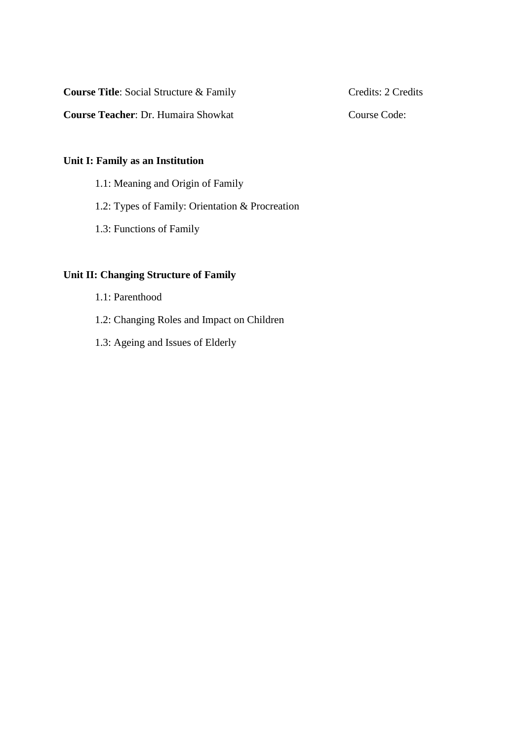**Course Title**: Social Structure & Family

Credits: 2 Credits

**Course Teacher**: Dr. Humaira Showkat

Course Code:

**Unit I: Family as an Institution**

1.1: Meaning and Origin of Family

1.2: Types of Family: Orientation & Procreation

1.3: Functions of Family

**Unit II: Changing Structure of Family**

1.1: Parenthood

1.2: Changing Roles and Impact on Children

1.3: Ageing and Issues of Elderly